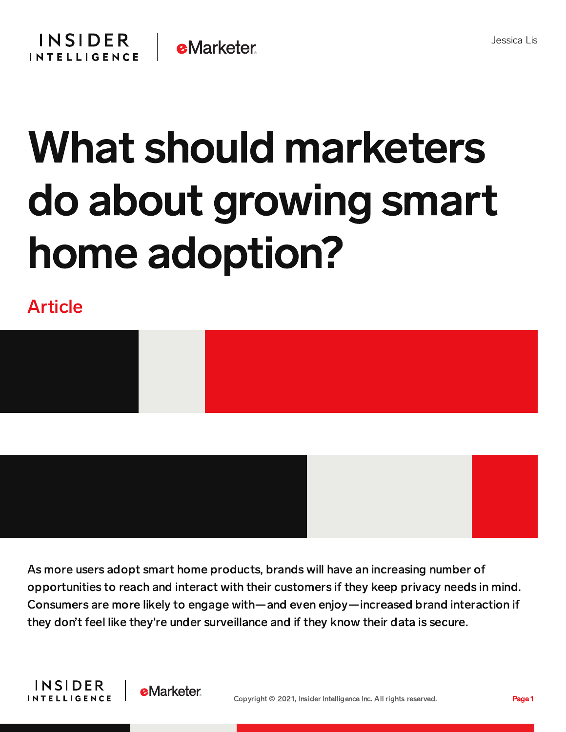Jessica Lis

# What should marketers do about growing smart home adoption?

Article

As more users adopt smart home products, brands will have an increasing number of opportunities to reach and interact with their customers if they keep privacy needs in mind. Consumers are more likely to engage with—and even enjoy—increased brand interaction if they don't feel like they're under surveillance and if they know their data is secure.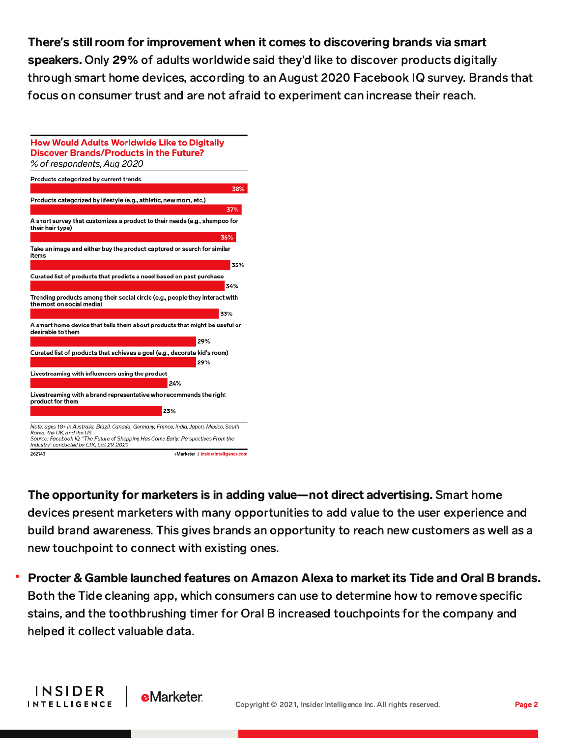**There's still room for improvement when it comes to discovering brands via smart speakers.** Only **29%** of adults worldwide said they'd like to discover products digitally through smart home devices, according to an August 2020 Facebook IQ survey. Brands that focus on consumer trust and are not afraid to experiment can increase their reach.

**How Would Adults Worldwide Like to Digitally Discover Brands/Products in the Future?**
*% of respondents, Aug 2020*

| | % of respondents |
|---|---|
| Products categorized by current trends | 38% |
| Products categorized by lifestyle (e.g., athletic, new mom, etc.) | 37% |
| A short survey that customizes a product to their needs (e.g., shampoo for their hair type) | 36% |
| Take an image and either buy the product captured or search for similar items | 35% |
| Curated list of products that predicts a need based on past purchase | 34% |
| Trending products among their social circle (e.g., people they interact with the most on social media) | 33% |
| A smart home device that tells them about products that might be useful or desirable to them | 29% |
| Curated list of products that achieves a goal (e.g., decorate kid's room) | 29% |
| Livestreaming with influencers using the product | 24% |
| Livestreaming with a brand representative who recommends the right product for them | 23% |

*Note: ages 18+ in Australia, Brazil, Canada, Germany, France, India, Japan, Mexico, South Korea, the UK, and the US*
*Source: Facebook IQ, "The Future of Shopping Has Come Early: Perspectives From the Industry" conducted by GfK, Oct 29, 2020*

262743 eMarketer | InsiderIntelligence.com

**The opportunity for marketers is in adding value—not direct advertising.** Smart home devices present marketers with many opportunities to add value to the user experience and build brand awareness. This gives brands an opportunity to reach new customers as well as a new touchpoint to connect with existing ones.

- **Procter & Gamble launched features on Amazon Alexa to market its Tide and Oral B brands.** Both the Tide cleaning app, which consumers can use to determine how to remove specific stains, and the toothbrushing timer for Oral B increased touchpoints for the company and helped it collect valuable data.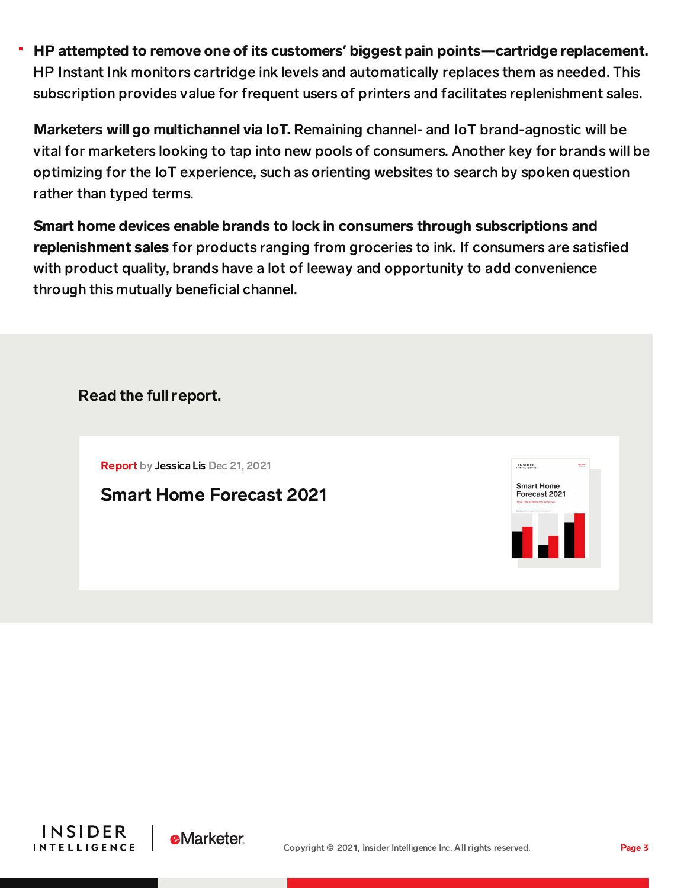- **HP attempted to remove one of its customers' biggest pain points—cartridge replacement.** HP Instant Ink monitors cartridge ink levels and automatically replaces them as needed. This subscription provides value for frequent users of printers and facilitates replenishment sales.

**Marketers will go multichannel via IoT.** Remaining channel- and IoT brand-agnostic will be vital for marketers looking to tap into new pools of consumers. Another key for brands will be optimizing for the IoT experience, such as orienting websites to search by spoken question rather than typed terms.

**Smart home devices enable brands to lock in consumers through subscriptions and replenishment sales** for products ranging from groceries to ink. If consumers are satisfied with product quality, brands have a lot of leeway and opportunity to add convenience through this mutually beneficial channel.

**Read the full report.**

Report by Jessica Lis Dec 21, 2021

**Smart Home Forecast 2021**